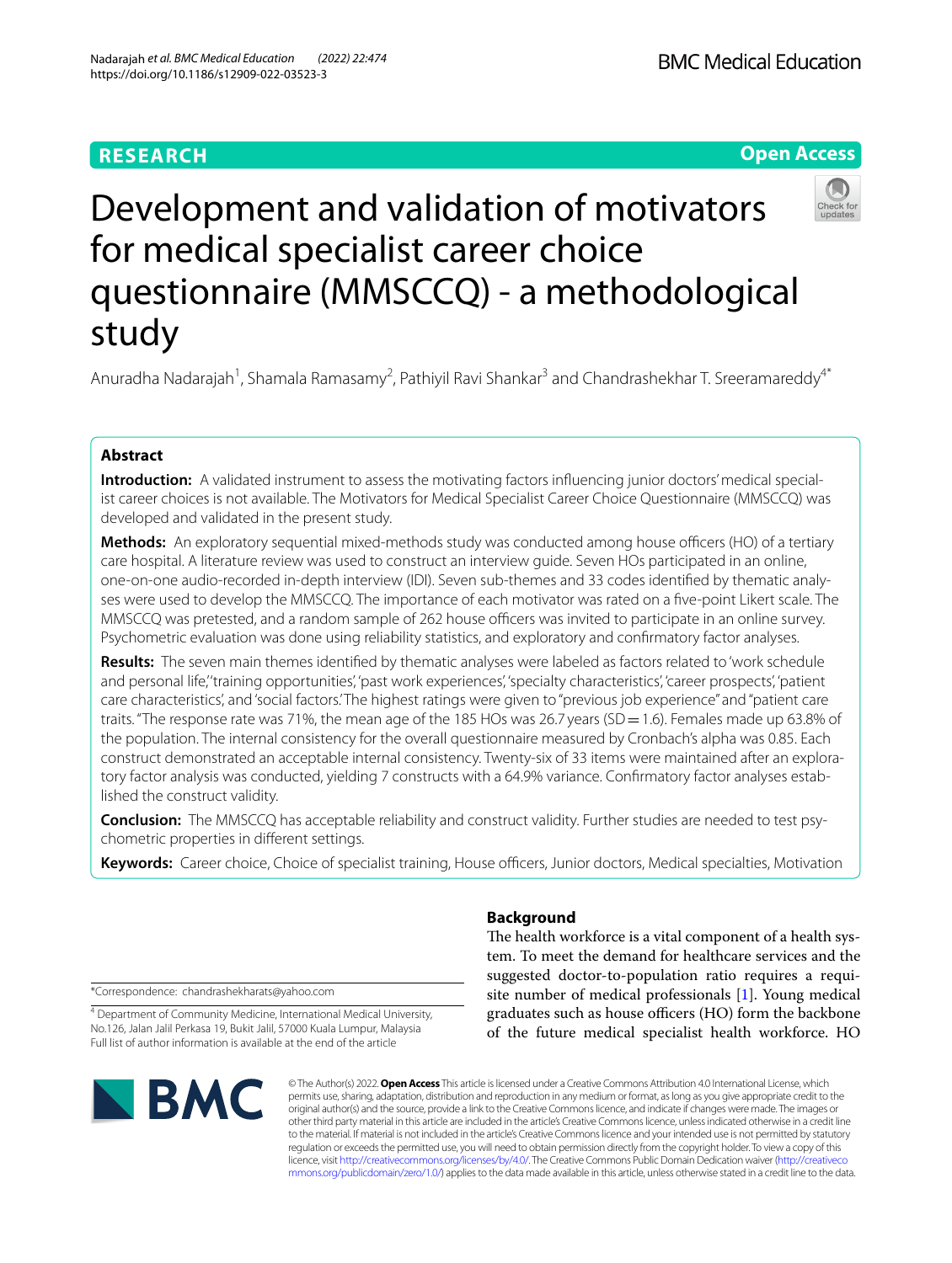RESEARCH

Open Access

# Development and validation of motivators for medical specialist career choice questionnaire (MMSCCQ) - a methodological study

Anuradha Nadarajah[1], Shamala Ramasamy[2], Pathiyil Ravi Shankar[3] and Chandrashekhar T. Sreeramareddy[4*]

## Abstract

**Introduction:** A validated instrument to assess the motivating factors influencing junior doctors' medical specialist career choices is not available. The Motivators for Medical Specialist Career Choice Questionnaire (MMSCCQ) was developed and validated in the present study.

**Methods:** An exploratory sequential mixed-methods study was conducted among house officers (HO) of a tertiary care hospital. A literature review was used to construct an interview guide. Seven HOs participated in an online, one-on-one audio-recorded in-depth interview (IDI). Seven sub-themes and 33 codes identified by thematic analyses were used to develop the MMSCCQ. The importance of each motivator was rated on a five-point Likert scale. The MMSCCQ was pretested, and a random sample of 262 house officers was invited to participate in an online survey. Psychometric evaluation was done using reliability statistics, and exploratory and confirmatory factor analyses.

**Results:** The seven main themes identified by thematic analyses were labeled as factors related to 'work schedule and personal life,' 'training opportunities', 'past work experiences', 'specialty characteristics', 'career prospects', 'patient care characteristics', and 'social factors.' The highest ratings were given to "previous job experience" and "patient care traits." The response rate was 71%, the mean age of the 185 HOs was 26.7 years (SD = 1.6). Females made up 63.8% of the population. The internal consistency for the overall questionnaire measured by Cronbach's alpha was 0.85. Each construct demonstrated an acceptable internal consistency. Twenty-six of 33 items were maintained after an exploratory factor analysis was conducted, yielding 7 constructs with a 64.9% variance. Confirmatory factor analyses established the construct validity.

**Conclusion:** The MMSCCQ has acceptable reliability and construct validity. Further studies are needed to test psychometric properties in different settings.

**Keywords:** Career choice, Choice of specialist training, House officers, Junior doctors, Medical specialties, Motivation

*Correspondence: chandrashekharats@yahoo.com

[4] Department of Community Medicine, International Medical University, No.126, Jalan Jalil Perkasa 19, Bukit Jalil, 57000 Kuala Lumpur, Malaysia
Full list of author information is available at the end of the article

## Background

The health workforce is a vital component of a health system. To meet the demand for healthcare services and the suggested doctor-to-population ratio requires a requisite number of medical professionals [1]. Young medical graduates such as house officers (HO) form the backbone of the future medical specialist health workforce. HO

© The Author(s) 2022. **Open Access** This article is licensed under a Creative Commons Attribution 4.0 International License, which permits use, sharing, adaptation, distribution and reproduction in any medium or format, as long as you give appropriate credit to the original author(s) and the source, provide a link to the Creative Commons licence, and indicate if changes were made. The images or other third party material in this article are included in the article's Creative Commons licence, unless indicated otherwise in a credit line to the material. If material is not included in the article's Creative Commons licence and your intended use is not permitted by statutory regulation or exceeds the permitted use, you will need to obtain permission directly from the copyright holder. To view a copy of this licence, visit http://creativecommons.org/licenses/by/4.0/. The Creative Commons Public Domain Dedication waiver (http://creativecommons.org/publicdomain/zero/1.0/) applies to the data made available in this article, unless otherwise stated in a credit line to the data.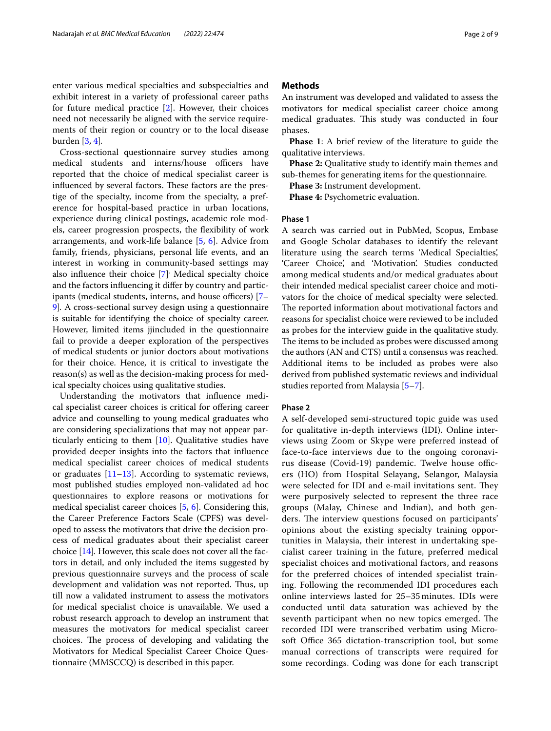enter various medical specialties and subspecialties and exhibit interest in a variety of professional career paths for future medical practice [2]. However, their choices need not necessarily be aligned with the service requirements of their region or country or to the local disease burden [3, 4].

Cross-sectional questionnaire survey studies among medical students and interns/house officers have reported that the choice of medical specialist career is influenced by several factors. These factors are the prestige of the specialty, income from the specialty, a preference for hospital-based practice in urban locations, experience during clinical postings, academic role models, career progression prospects, the flexibility of work arrangements, and work-life balance [5, 6]. Advice from family, friends, physicians, personal life events, and an interest in working in community-based settings may also influence their choice [7]. Medical specialty choice and the factors influencing it differ by country and participants (medical students, interns, and house officers) [7–9]. A cross-sectional survey design using a questionnaire is suitable for identifying the choice of specialty career. However, limited items jjincluded in the questionnaire fail to provide a deeper exploration of the perspectives of medical students or junior doctors about motivations for their choice. Hence, it is critical to investigate the reason(s) as well as the decision-making process for medical specialty choices using qualitative studies.

Understanding the motivators that influence medical specialist career choices is critical for offering career advice and counselling to young medical graduates who are considering specializations that may not appear particularly enticing to them [10]. Qualitative studies have provided deeper insights into the factors that influence medical specialist career choices of medical students or graduates [11–13]. According to systematic reviews, most published studies employed non-validated ad hoc questionnaires to explore reasons or motivations for medical specialist career choices [5, 6]. Considering this, the Career Preference Factors Scale (CPFS) was developed to assess the motivators that drive the decision process of medical graduates about their specialist career choice [14]. However, this scale does not cover all the factors in detail, and only included the items suggested by previous questionnaire surveys and the process of scale development and validation was not reported. Thus, up till now a validated instrument to assess the motivators for medical specialist choice is unavailable. We used a robust research approach to develop an instrument that measures the motivators for medical specialist career choices. The process of developing and validating the Motivators for Medical Specialist Career Choice Questionnaire (MMSCCQ) is described in this paper.

## Methods

An instrument was developed and validated to assess the motivators for medical specialist career choice among medical graduates. This study was conducted in four phases.

**Phase 1**: A brief review of the literature to guide the qualitative interviews.

**Phase 2:** Qualitative study to identify main themes and sub-themes for generating items for the questionnaire.

**Phase 3:** Instrument development.

**Phase 4:** Psychometric evaluation.

### Phase 1

A search was carried out in PubMed, Scopus, Embase and Google Scholar databases to identify the relevant literature using the search terms 'Medical Specialties', 'Career Choice', and 'Motivation'. Studies conducted among medical students and/or medical graduates about their intended medical specialist career choice and motivators for the choice of medical specialty were selected. The reported information about motivational factors and reasons for specialist choice were reviewed to be included as probes for the interview guide in the qualitative study. The items to be included as probes were discussed among the authors (AN and CTS) until a consensus was reached. Additional items to be included as probes were also derived from published systematic reviews and individual studies reported from Malaysia [5–7].

### Phase 2

A self-developed semi-structured topic guide was used for qualitative in-depth interviews (IDI). Online interviews using Zoom or Skype were preferred instead of face-to-face interviews due to the ongoing coronavirus disease (Covid-19) pandemic. Twelve house officers (HO) from Hospital Selayang, Selangor, Malaysia were selected for IDI and e-mail invitations sent. They were purposively selected to represent the three race groups (Malay, Chinese and Indian), and both genders. The interview questions focused on participants' opinions about the existing specialty training opportunities in Malaysia, their interest in undertaking specialist career training in the future, preferred medical specialist choices and motivational factors, and reasons for the preferred choices of intended specialist training. Following the recommended IDI procedures each online interviews lasted for 25–35 minutes. IDIs were conducted until data saturation was achieved by the seventh participant when no new topics emerged. The recorded IDI were transcribed verbatim using Microsoft Office 365 dictation-transcription tool, but some manual corrections of transcripts were required for some recordings. Coding was done for each transcript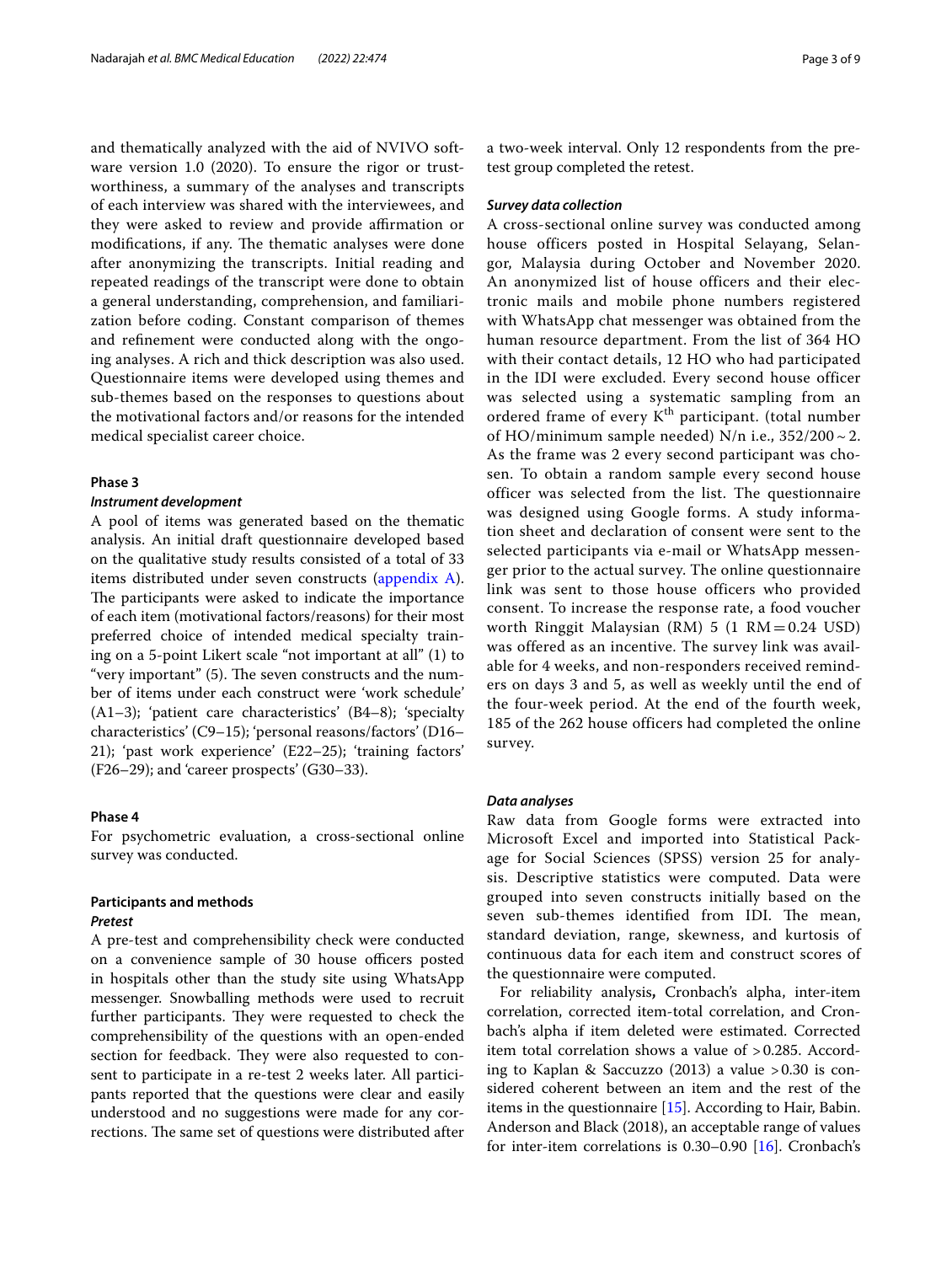and thematically analyzed with the aid of NVIVO software version 1.0 (2020). To ensure the rigor or trustworthiness, a summary of the analyses and transcripts of each interview was shared with the interviewees, and they were asked to review and provide affirmation or modifications, if any. The thematic analyses were done after anonymizing the transcripts. Initial reading and repeated readings of the transcript were done to obtain a general understanding, comprehension, and familiarization before coding. Constant comparison of themes and refinement were conducted along with the ongoing analyses. A rich and thick description was also used. Questionnaire items were developed using themes and sub-themes based on the responses to questions about the motivational factors and/or reasons for the intended medical specialist career choice.

### Phase 3

#### *Instrument development*

A pool of items was generated based on the thematic analysis. An initial draft questionnaire developed based on the qualitative study results consisted of a total of 33 items distributed under seven constructs (appendix A). The participants were asked to indicate the importance of each item (motivational factors/reasons) for their most preferred choice of intended medical specialty training on a 5-point Likert scale "not important at all" (1) to "very important" (5). The seven constructs and the number of items under each construct were 'work schedule' (A1–3); 'patient care characteristics' (B4–8); 'specialty characteristics' (C9–15); 'personal reasons/factors' (D16–21); 'past work experience' (E22–25); 'training factors' (F26–29); and 'career prospects' (G30–33).

### Phase 4

For psychometric evaluation, a cross-sectional online survey was conducted.

### Participants and methods

#### *Pretest*

A pre-test and comprehensibility check were conducted on a convenience sample of 30 house officers posted in hospitals other than the study site using WhatsApp messenger. Snowballing methods were used to recruit further participants. They were requested to check the comprehensibility of the questions with an open-ended section for feedback. They were also requested to consent to participate in a re-test 2 weeks later. All participants reported that the questions were clear and easily understood and no suggestions were made for any corrections. The same set of questions were distributed after a two-week interval. Only 12 respondents from the pre-test group completed the retest.

#### *Survey data collection*

A cross-sectional online survey was conducted among house officers posted in Hospital Selayang, Selangor, Malaysia during October and November 2020. An anonymized list of house officers and their electronic mails and mobile phone numbers registered with WhatsApp chat messenger was obtained from the human resource department. From the list of 364 HO with their contact details, 12 HO who had participated in the IDI were excluded. Every second house officer was selected using a systematic sampling from an ordered frame of every $K^{th}$ participant. (total number of HO/minimum sample needed) N/n i.e., 352/200 ~ 2. As the frame was 2 every second participant was chosen. To obtain a random sample every second house officer was selected from the list. The questionnaire was designed using Google forms. A study information sheet and declaration of consent were sent to the selected participants via e-mail or WhatsApp messenger prior to the actual survey. The online questionnaire link was sent to those house officers who provided consent. To increase the response rate, a food voucher worth Ringgit Malaysian (RM) 5 (1 RM = 0.24 USD) was offered as an incentive. The survey link was available for 4 weeks, and non-responders received reminders on days 3 and 5, as well as weekly until the end of the four-week period. At the end of the fourth week, 185 of the 262 house officers had completed the online survey.

#### *Data analyses*

Raw data from Google forms were extracted into Microsoft Excel and imported into Statistical Package for Social Sciences (SPSS) version 25 for analysis. Descriptive statistics were computed. Data were grouped into seven constructs initially based on the seven sub-themes identified from IDI. The mean, standard deviation, range, skewness, and kurtosis of continuous data for each item and construct scores of the questionnaire were computed.

For reliability analysis**,** Cronbach's alpha, inter-item correlation, corrected item-total correlation, and Cronbach's alpha if item deleted were estimated. Corrected item total correlation shows a value of > 0.285. According to Kaplan & Saccuzzo (2013) a value > 0.30 is considered coherent between an item and the rest of the items in the questionnaire [15]. According to Hair, Babin. Anderson and Black (2018), an acceptable range of values for inter-item correlations is 0.30–0.90 [16]. Cronbach's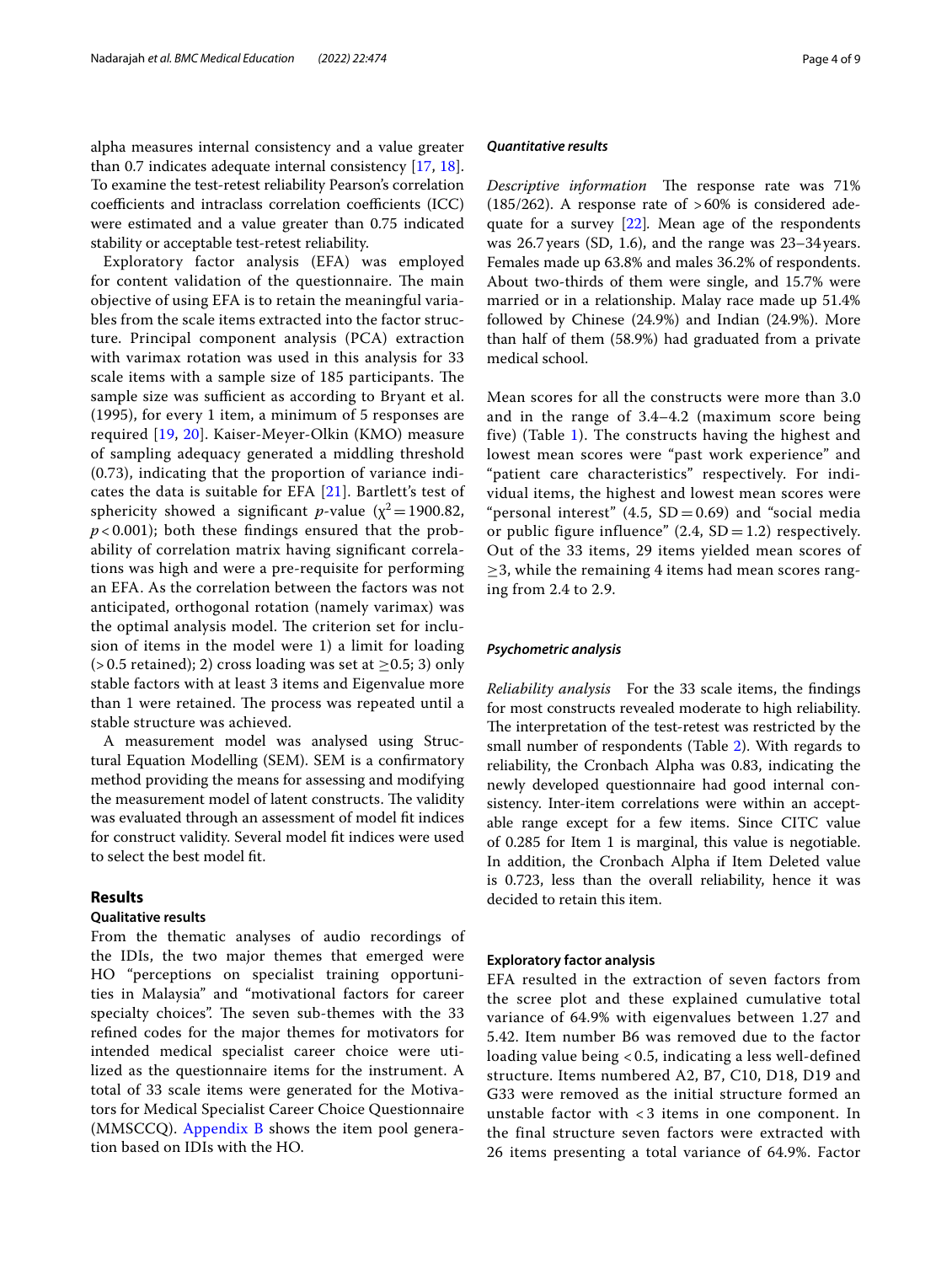alpha measures internal consistency and a value greater than 0.7 indicates adequate internal consistency [17, 18]. To examine the test-retest reliability Pearson's correlation coefficients and intraclass correlation coefficients (ICC) were estimated and a value greater than 0.75 indicated stability or acceptable test-retest reliability.

Exploratory factor analysis (EFA) was employed for content validation of the questionnaire. The main objective of using EFA is to retain the meaningful variables from the scale items extracted into the factor structure. Principal component analysis (PCA) extraction with varimax rotation was used in this analysis for 33 scale items with a sample size of 185 participants. The sample size was sufficient as according to Bryant et al. (1995), for every 1 item, a minimum of 5 responses are required [19, 20]. Kaiser-Meyer-Olkin (KMO) measure of sampling adequacy generated a middling threshold (0.73), indicating that the proportion of variance indicates the data is suitable for EFA [21]. Bartlett's test of sphericity showed a significant *p*-value ($\chi^2 = 1900.82$, $p < 0.001$); both these findings ensured that the probability of correlation matrix having significant correlations was high and were a pre-requisite for performing an EFA. As the correlation between the factors was not anticipated, orthogonal rotation (namely varimax) was the optimal analysis model. The criterion set for inclusion of items in the model were 1) a limit for loading (> 0.5 retained); 2) cross loading was set at $\geq 0.5$; 3) only stable factors with at least 3 items and Eigenvalue more than 1 were retained. The process was repeated until a stable structure was achieved.

A measurement model was analysed using Structural Equation Modelling (SEM). SEM is a confirmatory method providing the means for assessing and modifying the measurement model of latent constructs. The validity was evaluated through an assessment of model fit indices for construct validity. Several model fit indices were used to select the best model fit.

## Results

### Qualitative results

From the thematic analyses of audio recordings of the IDIs, the two major themes that emerged were HO "perceptions on specialist training opportunities in Malaysia" and "motivational factors for career specialty choices". The seven sub-themes with the 33 refined codes for the major themes for motivators for intended medical specialist career choice were utilized as the questionnaire items for the instrument. A total of 33 scale items were generated for the Motivators for Medical Specialist Career Choice Questionnaire (MMSCCQ). Appendix B shows the item pool generation based on IDIs with the HO.

### *Quantitative results*

*Descriptive information* The response rate was 71% (185/262). A response rate of > 60% is considered adequate for a survey [22]. Mean age of the respondents was 26.7 years (SD, 1.6), and the range was 23–34 years. Females made up 63.8% and males 36.2% of respondents. About two-thirds of them were single, and 15.7% were married or in a relationship. Malay race made up 51.4% followed by Chinese (24.9%) and Indian (24.9%). More than half of them (58.9%) had graduated from a private medical school.

Mean scores for all the constructs were more than 3.0 and in the range of 3.4–4.2 (maximum score being five) (Table 1). The constructs having the highest and lowest mean scores were "past work experience" and "patient care characteristics" respectively. For individual items, the highest and lowest mean scores were "personal interest" (4.5, SD = 0.69) and "social media or public figure influence" (2.4, SD = 1.2) respectively. Out of the 33 items, 29 items yielded mean scores of ≥3, while the remaining 4 items had mean scores ranging from 2.4 to 2.9.

### *Psychometric analysis*

*Reliability analysis* For the 33 scale items, the findings for most constructs revealed moderate to high reliability. The interpretation of the test-retest was restricted by the small number of respondents (Table 2). With regards to reliability, the Cronbach Alpha was 0.83, indicating the newly developed questionnaire had good internal consistency. Inter-item correlations were within an acceptable range except for a few items. Since CITC value of 0.285 for Item 1 is marginal, this value is negotiable. In addition, the Cronbach Alpha if Item Deleted value is 0.723, less than the overall reliability, hence it was decided to retain this item.

### Exploratory factor analysis

EFA resulted in the extraction of seven factors from the scree plot and these explained cumulative total variance of 64.9% with eigenvalues between 1.27 and 5.42. Item number B6 was removed due to the factor loading value being < 0.5, indicating a less well-defined structure. Items numbered A2, B7, C10, D18, D19 and G33 were removed as the initial structure formed an unstable factor with < 3 items in one component. In the final structure seven factors were extracted with 26 items presenting a total variance of 64.9%. Factor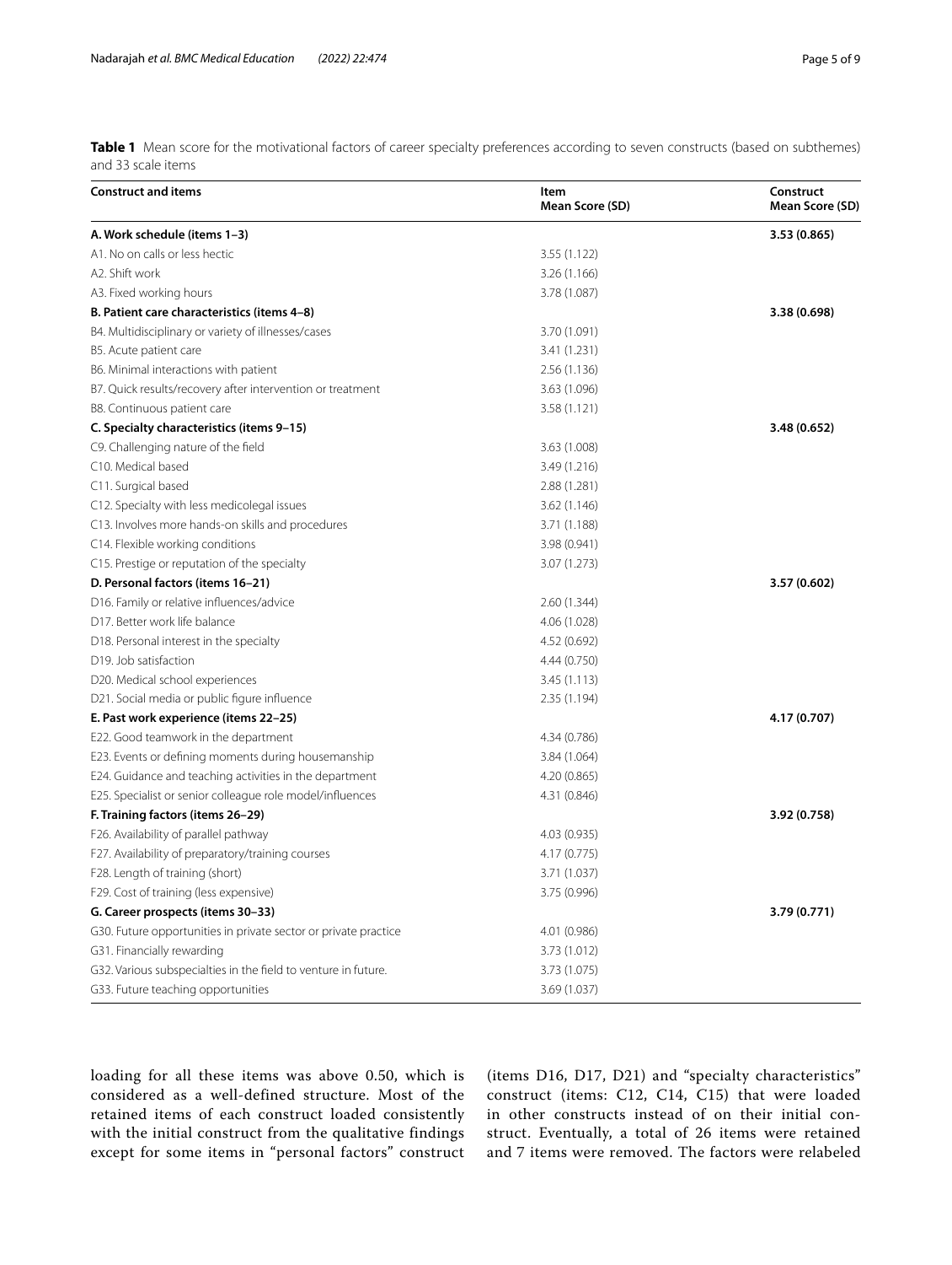**Table 1** Mean score for the motivational factors of career specialty preferences according to seven constructs (based on subthemes) and 33 scale items

| Construct and items | Item Mean Score (SD) | Construct Mean Score (SD) |
|---|---|---|
| **A. Work schedule (items 1–3)** | | **3.53 (0.865)** |
| A1. No on calls or less hectic | 3.55 (1.122) | |
| A2. Shift work | 3.26 (1.166) | |
| A3. Fixed working hours | 3.78 (1.087) | |
| **B. Patient care characteristics (items 4–8)** | | **3.38 (0.698)** |
| B4. Multidisciplinary or variety of illnesses/cases | 3.70 (1.091) | |
| B5. Acute patient care | 3.41 (1.231) | |
| B6. Minimal interactions with patient | 2.56 (1.136) | |
| B7. Quick results/recovery after intervention or treatment | 3.63 (1.096) | |
| B8. Continuous patient care | 3.58 (1.121) | |
| **C. Specialty characteristics (items 9–15)** | | **3.48 (0.652)** |
| C9. Challenging nature of the field | 3.63 (1.008) | |
| C10. Medical based | 3.49 (1.216) | |
| C11. Surgical based | 2.88 (1.281) | |
| C12. Specialty with less medicolegal issues | 3.62 (1.146) | |
| C13. Involves more hands-on skills and procedures | 3.71 (1.188) | |
| C14. Flexible working conditions | 3.98 (0.941) | |
| C15. Prestige or reputation of the specialty | 3.07 (1.273) | |
| **D. Personal factors (items 16–21)** | | **3.57 (0.602)** |
| D16. Family or relative influences/advice | 2.60 (1.344) | |
| D17. Better work life balance | 4.06 (1.028) | |
| D18. Personal interest in the specialty | 4.52 (0.692) | |
| D19. Job satisfaction | 4.44 (0.750) | |
| D20. Medical school experiences | 3.45 (1.113) | |
| D21. Social media or public figure influence | 2.35 (1.194) | |
| **E. Past work experience (items 22–25)** | | **4.17 (0.707)** |
| E22. Good teamwork in the department | 4.34 (0.786) | |
| E23. Events or defining moments during housemanship | 3.84 (1.064) | |
| E24. Guidance and teaching activities in the department | 4.20 (0.865) | |
| E25. Specialist or senior colleague role model/influences | 4.31 (0.846) | |
| **F. Training factors (items 26–29)** | | **3.92 (0.758)** |
| F26. Availability of parallel pathway | 4.03 (0.935) | |
| F27. Availability of preparatory/training courses | 4.17 (0.775) | |
| F28. Length of training (short) | 3.71 (1.037) | |
| F29. Cost of training (less expensive) | 3.75 (0.996) | |
| **G. Career prospects (items 30–33)** | | **3.79 (0.771)** |
| G30. Future opportunities in private sector or private practice | 4.01 (0.986) | |
| G31. Financially rewarding | 3.73 (1.012) | |
| G32. Various subspecialties in the field to venture in future. | 3.73 (1.075) | |
| G33. Future teaching opportunities | 3.69 (1.037) | |

loading for all these items was above 0.50, which is considered as a well-defined structure. Most of the retained items of each construct loaded consistently with the initial construct from the qualitative findings except for some items in "personal factors" construct (items D16, D17, D21) and "specialty characteristics" construct (items: C12, C14, C15) that were loaded in other constructs instead of on their initial construct. Eventually, a total of 26 items were retained and 7 items were removed. The factors were relabeled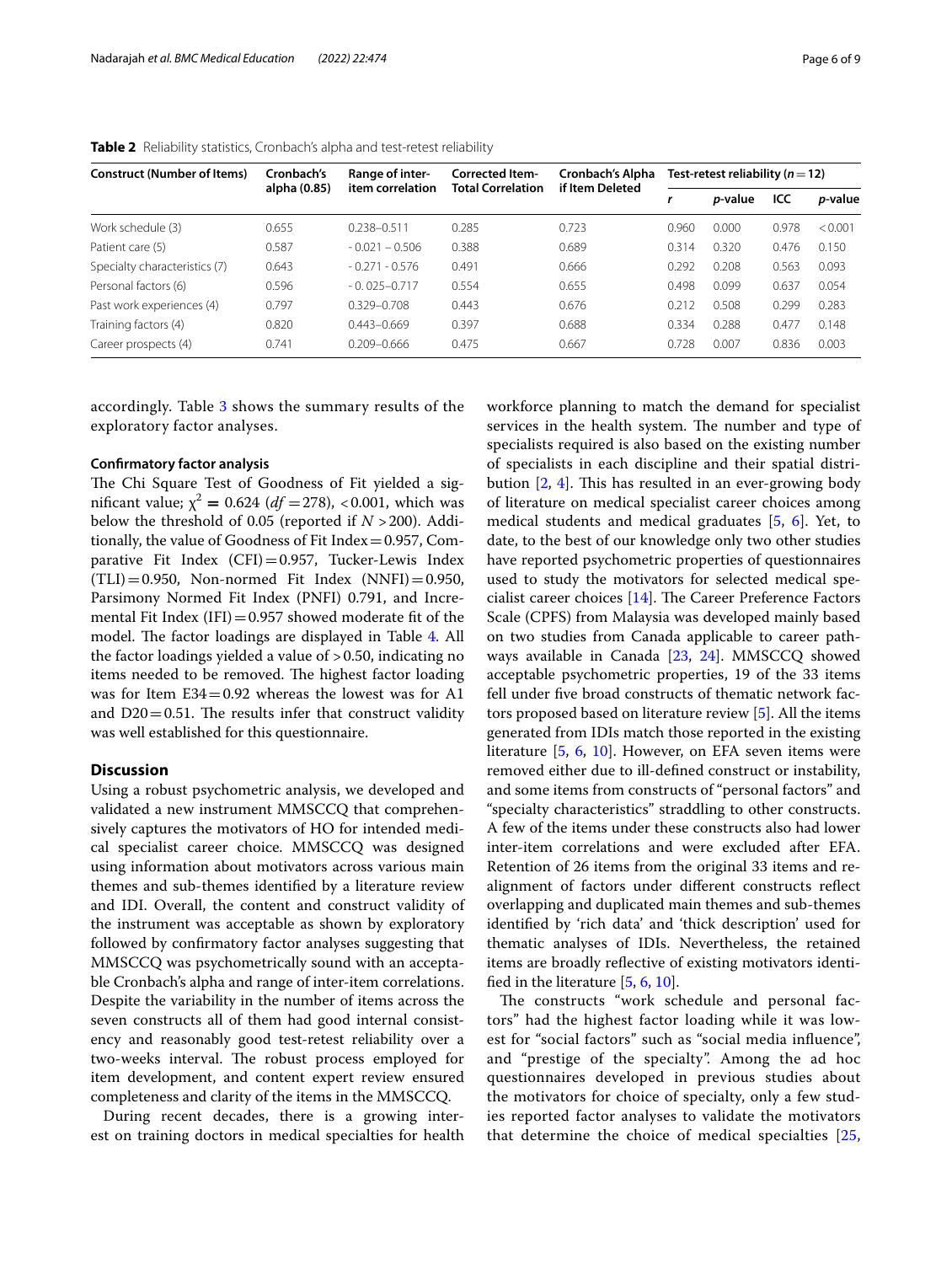**Table 2** Reliability statistics, Cronbach's alpha and test-retest reliability

| Construct (Number of Items) | Cronbach's alpha (0.85) | Range of inter-item correlation | Corrected Item-Total Correlation | Cronbach's Alpha if Item Deleted | Test-retest reliability ($n = 12$) | | | |
|---|---|---|---|---|---|---|---|---|
| | | | | | *r* | *p*-value | ICC | *p*-value |
| Work schedule (3) | 0.655 | 0.238–0.511 | 0.285 | 0.723 | 0.960 | 0.000 | 0.978 | < 0.001 |
| Patient care (5) | 0.587 | - 0.021 – 0.506 | 0.388 | 0.689 | 0.314 | 0.320 | 0.476 | 0.150 |
| Specialty characteristics (7) | 0.643 | - 0.271 - 0.576 | 0.491 | 0.666 | 0.292 | 0.208 | 0.563 | 0.093 |
| Personal factors (6) | 0.596 | - 0. 025–0.717 | 0.554 | 0.655 | 0.498 | 0.099 | 0.637 | 0.054 |
| Past work experiences (4) | 0.797 | 0.329–0.708 | 0.443 | 0.676 | 0.212 | 0.508 | 0.299 | 0.283 |
| Training factors (4) | 0.820 | 0.443–0.669 | 0.397 | 0.688 | 0.334 | 0.288 | 0.477 | 0.148 |
| Career prospects (4) | 0.741 | 0.209–0.666 | 0.475 | 0.667 | 0.728 | 0.007 | 0.836 | 0.003 |

accordingly. Table 3 shows the summary results of the exploratory factor analyses.

### Confirmatory factor analysis

The Chi Square Test of Goodness of Fit yielded a significant value; $\chi^2 = 0.624$ ($df = 278$), <0.001, which was below the threshold of 0.05 (reported if $N > 200$). Additionally, the value of Goodness of Fit Index = 0.957, Comparative Fit Index (CFI) = 0.957, Tucker-Lewis Index (TLI) = 0.950, Non-normed Fit Index (NNFI) = 0.950, Parsimony Normed Fit Index (PNFI) 0.791, and Incremental Fit Index (IFI) = 0.957 showed moderate fit of the model. The factor loadings are displayed in Table 4. All the factor loadings yielded a value of >0.50, indicating no items needed to be removed. The highest factor loading was for Item E34 = 0.92 whereas the lowest was for A1 and D20 = 0.51. The results infer that construct validity was well established for this questionnaire.

## Discussion

Using a robust psychometric analysis, we developed and validated a new instrument MMSCCQ that comprehensively captures the motivators of HO for intended medical specialist career choice. MMSCCQ was designed using information about motivators across various main themes and sub-themes identified by a literature review and IDI. Overall, the content and construct validity of the instrument was acceptable as shown by exploratory followed by confirmatory factor analyses suggesting that MMSCCQ was psychometrically sound with an acceptable Cronbach's alpha and range of inter-item correlations. Despite the variability in the number of items across the seven constructs all of them had good internal consistency and reasonably good test-retest reliability over a two-weeks interval. The robust process employed for item development, and content expert review ensured completeness and clarity of the items in the MMSCCQ.

During recent decades, there is a growing interest on training doctors in medical specialties for health workforce planning to match the demand for specialist services in the health system. The number and type of specialists required is also based on the existing number of specialists in each discipline and their spatial distribution [2, 4]. This has resulted in an ever-growing body of literature on medical specialist career choices among medical students and medical graduates [5, 6]. Yet, to date, to the best of our knowledge only two other studies have reported psychometric properties of questionnaires used to study the motivators for selected medical specialist career choices [14]. The Career Preference Factors Scale (CPFS) from Malaysia was developed mainly based on two studies from Canada applicable to career pathways available in Canada [23, 24]. MMSCCQ showed acceptable psychometric properties, 19 of the 33 items fell under five broad constructs of thematic network factors proposed based on literature review [5]. All the items generated from IDIs match those reported in the existing literature [5, 6, 10]. However, on EFA seven items were removed either due to ill-defined construct or instability, and some items from constructs of "personal factors" and "specialty characteristics" straddling to other constructs. A few of the items under these constructs also had lower inter-item correlations and were excluded after EFA. Retention of 26 items from the original 33 items and re-alignment of factors under different constructs reflect overlapping and duplicated main themes and sub-themes identified by 'rich data' and 'thick description' used for thematic analyses of IDIs. Nevertheless, the retained items are broadly reflective of existing motivators identified in the literature [5, 6, 10].

The constructs "work schedule and personal factors" had the highest factor loading while it was lowest for "social factors" such as "social media influence", and "prestige of the specialty". Among the ad hoc questionnaires developed in previous studies about the motivators for choice of specialty, only a few studies reported factor analyses to validate the motivators that determine the choice of medical specialties [25,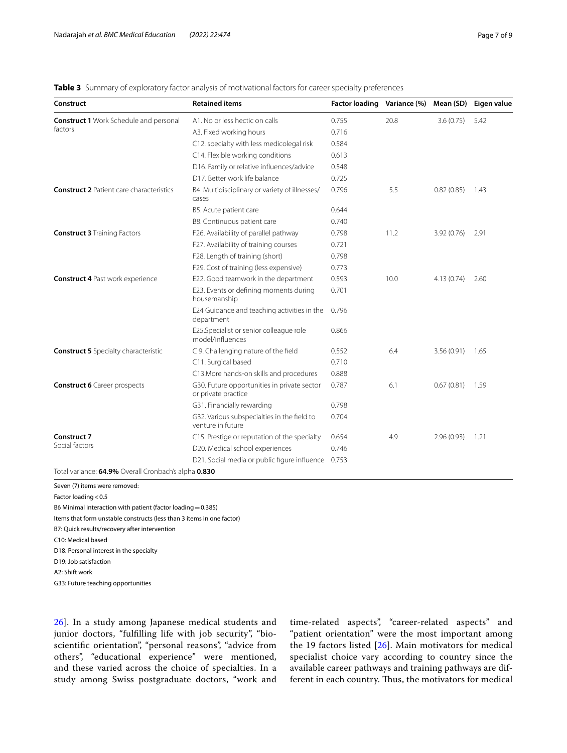**Table 3** Summary of exploratory factor analysis of motivational factors for career specialty preferences

| Construct | Retained items | Factor loading | Variance (%) | Mean (SD) | Eigen value |
|---|---|---|---|---|---|
| **Construct 1** Work Schedule and personal factors | A1. No or less hectic on calls | 0.755 | 20.8 | 3.6 (0.75) | 5.42 |
| | A3. Fixed working hours | 0.716 | | | |
| | C12. specialty with less medicolegal risk | 0.584 | | | |
| | C14. Flexible working conditions | 0.613 | | | |
| | D16. Family or relative influences/advice | 0.548 | | | |
| | D17. Better work life balance | 0.725 | | | |
| **Construct 2** Patient care characteristics | B4. Multidisciplinary or variety of illnesses/cases | 0.796 | 5.5 | 0.82 (0.85) | 1.43 |
| | B5. Acute patient care | 0.644 | | | |
| | B8. Continuous patient care | 0.740 | | | |
| **Construct 3** Training Factors | F26. Availability of parallel pathway | 0.798 | 11.2 | 3.92 (0.76) | 2.91 |
| | F27. Availability of training courses | 0.721 | | | |
| | F28. Length of training (short) | 0.798 | | | |
| | F29. Cost of training (less expensive) | 0.773 | | | |
| **Construct 4** Past work experience | E22. Good teamwork in the department | 0.593 | 10.0 | 4.13 (0.74) | 2.60 |
| | E23. Events or defining moments during housemanship | 0.701 | | | |
| | E24 Guidance and teaching activities in the department | 0.796 | | | |
| | E25.Specialist or senior colleague role model/influences | 0.866 | | | |
| **Construct 5** Specialty characteristic | C 9. Challenging nature of the field | 0.552 | 6.4 | 3.56 (0.91) | 1.65 |
| | C11. Surgical based | 0.710 | | | |
| | C13.More hands-on skills and procedures | 0.888 | | | |
| **Construct 6** Career prospects | G30. Future opportunities in private sector or private practice | 0.787 | 6.1 | 0.67 (0.81) | 1.59 |
| | G31. Financially rewarding | 0.798 | | | |
| | G32. Various subspecialties in the field to venture in future | 0.704 | | | |
| **Construct 7** Social factors | C15. Prestige or reputation of the specialty | 0.654 | 4.9 | 2.96 (0.93) | 1.21 |
| | D20. Medical school experiences | 0.746 | | | |
| | D21. Social media or public figure influence | 0.753 | | | |
| Total variance: **64.9%** Overall Cronbach's alpha **0.830** | | | | | |

Seven (7) items were removed:

Factor loading < 0.5

B6 Minimal interaction with patient (factor loading = 0.385)

Items that form unstable constructs (less than 3 items in one factor)

B7: Quick results/recovery after intervention

C10: Medical based

D18. Personal interest in the specialty

D19: Job satisfaction

A2: Shift work

G33: Future teaching opportunities

26]. In a study among Japanese medical students and junior doctors, "fulfilling life with job security", "bioscientific orientation", "personal reasons", "advice from others", "educational experience" were mentioned, and these varied across the choice of specialties. In a study among Swiss postgraduate doctors, "work and time-related aspects", "career-related aspects" and "patient orientation" were the most important among the 19 factors listed [26]. Main motivators for medical specialist choice vary according to country since the available career pathways and training pathways are different in each country. Thus, the motivators for medical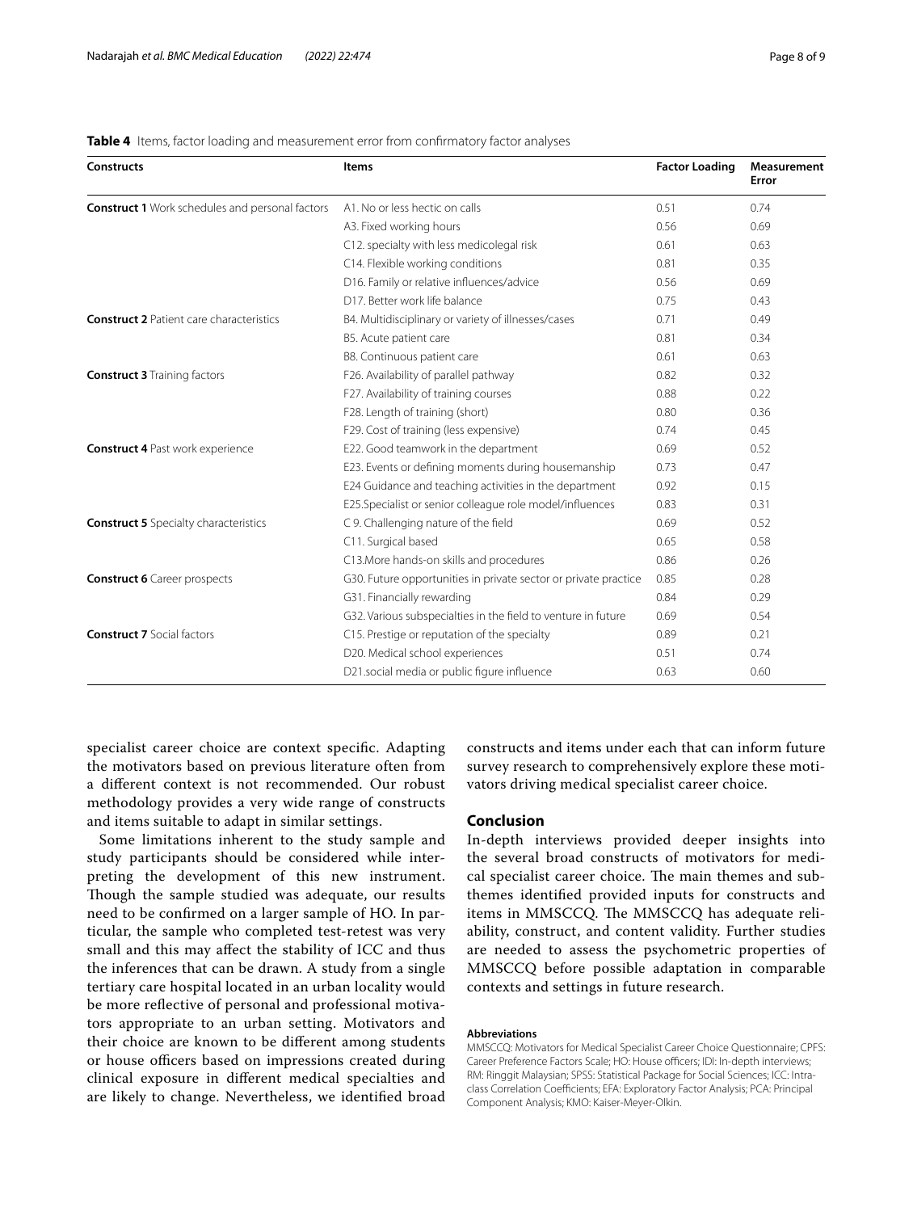**Table 4** Items, factor loading and measurement error from confirmatory factor analyses

| Constructs | Items | Factor Loading | Measurement Error |
|---|---|---|---|
| **Construct 1** Work schedules and personal factors | A1. No or less hectic on calls | 0.51 | 0.74 |
| | A3. Fixed working hours | 0.56 | 0.69 |
| | C12. specialty with less medicolegal risk | 0.61 | 0.63 |
| | C14. Flexible working conditions | 0.81 | 0.35 |
| | D16. Family or relative influences/advice | 0.56 | 0.69 |
| | D17. Better work life balance | 0.75 | 0.43 |
| **Construct 2** Patient care characteristics | B4. Multidisciplinary or variety of illnesses/cases | 0.71 | 0.49 |
| | B5. Acute patient care | 0.81 | 0.34 |
| | B8. Continuous patient care | 0.61 | 0.63 |
| **Construct 3** Training factors | F26. Availability of parallel pathway | 0.82 | 0.32 |
| | F27. Availability of training courses | 0.88 | 0.22 |
| | F28. Length of training (short) | 0.80 | 0.36 |
| | F29. Cost of training (less expensive) | 0.74 | 0.45 |
| **Construct 4** Past work experience | E22. Good teamwork in the department | 0.69 | 0.52 |
| | E23. Events or defining moments during housemanship | 0.73 | 0.47 |
| | E24 Guidance and teaching activities in the department | 0.92 | 0.15 |
| | E25.Specialist or senior colleague role model/influences | 0.83 | 0.31 |
| **Construct 5** Specialty characteristics | C 9. Challenging nature of the field | 0.69 | 0.52 |
| | C11. Surgical based | 0.65 | 0.58 |
| | C13.More hands-on skills and procedures | 0.86 | 0.26 |
| **Construct 6** Career prospects | G30. Future opportunities in private sector or private practice | 0.85 | 0.28 |
| | G31. Financially rewarding | 0.84 | 0.29 |
| | G32. Various subspecialties in the field to venture in future | 0.69 | 0.54 |
| **Construct 7** Social factors | C15. Prestige or reputation of the specialty | 0.89 | 0.21 |
| | D20. Medical school experiences | 0.51 | 0.74 |
| | D21.social media or public figure influence | 0.63 | 0.60 |

specialist career choice are context specific. Adapting the motivators based on previous literature often from a different context is not recommended. Our robust methodology provides a very wide range of constructs and items suitable to adapt in similar settings.

Some limitations inherent to the study sample and study participants should be considered while interpreting the development of this new instrument. Though the sample studied was adequate, our results need to be confirmed on a larger sample of HO. In particular, the sample who completed test-retest was very small and this may affect the stability of ICC and thus the inferences that can be drawn. A study from a single tertiary care hospital located in an urban locality would be more reflective of personal and professional motivators appropriate to an urban setting. Motivators and their choice are known to be different among students or house officers based on impressions created during clinical exposure in different medical specialties and are likely to change. Nevertheless, we identified broad constructs and items under each that can inform future survey research to comprehensively explore these motivators driving medical specialist career choice.

## Conclusion

In-depth interviews provided deeper insights into the several broad constructs of motivators for medical specialist career choice. The main themes and subthemes identified provided inputs for constructs and items in MMSCCQ. The MMSCCQ has adequate reliability, construct, and content validity. Further studies are needed to assess the psychometric properties of MMSCCQ before possible adaptation in comparable contexts and settings in future research.

#### Abbreviations

MMSCCQ: Motivators for Medical Specialist Career Choice Questionnaire; CPFS: Career Preference Factors Scale; HO: House officers; IDI: In-depth interviews; RM: Ringgit Malaysian; SPSS: Statistical Package for Social Sciences; ICC: Intraclass Correlation Coefficients; EFA: Exploratory Factor Analysis; PCA: Principal Component Analysis; KMO: Kaiser-Meyer-Olkin.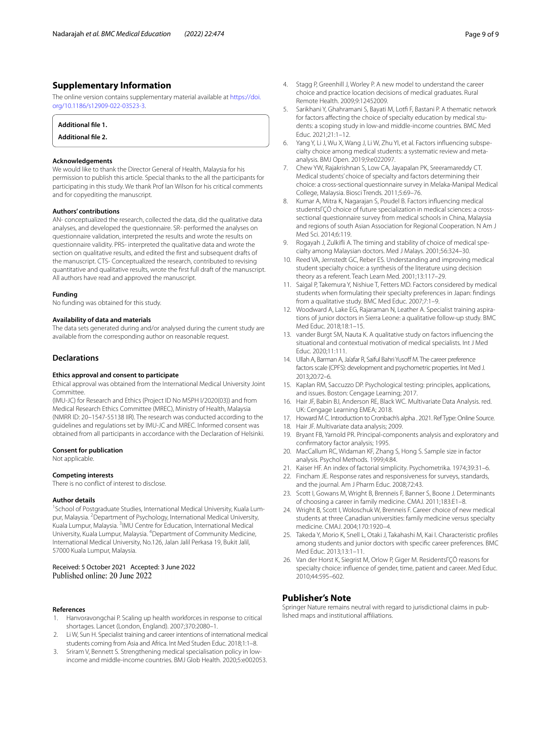## Supplementary Information

The online version contains supplementary material available at https://doi.org/10.1186/s12909-022-03523-3.

**Additional file 1.**

**Additional file 2.**

### Acknowledgements

We would like to thank the Director General of Health, Malaysia for his permission to publish this article. Special thanks to the all the participants for participating in this study. We thank Prof Ian Wilson for his critical comments and for copyediting the manuscript.

### Authors' contributions

AN- conceptualized the research, collected the data, did the qualitative data analyses, and developed the questionnaire. SR- performed the analyses on questionnaire validation, interpreted the results and wrote the results on questionnaire validity. PRS- interpreted the qualitative data and wrote the section on qualitative results, and edited the first and subsequent drafts of the manuscript. CTS- Conceptualized the research, contributed to revising quantitative and qualitative results, wrote the first full draft of the manuscript. All authors have read and approved the manuscript.

### Funding

No funding was obtained for this study.

### Availability of data and materials

The data sets generated during and/or analysed during the current study are available from the corresponding author on reasonable request.

## Declarations

### Ethics approval and consent to participate

Ethical approval was obtained from the International Medical University Joint Committee.

(IMU-JC) for Research and Ethics (Project ID No MSPH I/2020(03)) and from Medical Research Ethics Committee (MREC), Ministry of Health, Malaysia (NMRR ID: 20–1547-55138 IIR). The research was conducted according to the guidelines and regulations set by IMU-JC and MREC. Informed consent was obtained from all participants in accordance with the Declaration of Helsinki.

### Consent for publication

Not applicable.

### Competing interests

There is no conflict of interest to disclose.

### Author details

[1]School of Postgraduate Studies, International Medical University, Kuala Lumpur, Malaysia. [2]Department of Psychology, International Medical University, Kuala Lumpur, Malaysia. [3]IMU Centre for Education, International Medical University, Kuala Lumpur, Malaysia. [4]Department of Community Medicine, International Medical University, No.126, Jalan Jalil Perkasa 19, Bukit Jalil, 57000 Kuala Lumpur, Malaysia.

Received: 5 October 2021 Accepted: 3 June 2022
Published online: 20 June 2022

### References

1. Hanvoravongchai P. Scaling up health workforces in response to critical shortages. Lancet (London, England). 2007;370:2080–1.
2. Li W, Sun H. Specialist training and career intentions of international medical students coming from Asia and Africa. Int Med Studen Educ. 2018;1:1–8.
3. Sriram V, Bennett S. Strengthening medical specialisation policy in low-income and middle-income countries. BMJ Glob Health. 2020;5:e002053.
4. Stagg P, Greenhill J, Worley P. A new model to understand the career choice and practice location decisions of medical graduates. Rural Remote Health. 2009;9:12452009.
5. Sarikhani Y, Ghahramani S, Bayati M, Lotfi F, Bastani P. A thematic network for factors affecting the choice of specialty education by medical students: a scoping study in low-and middle-income countries. BMC Med Educ. 2021;21:1–12.
6. Yang Y, Li J, Wu X, Wang J, Li W, Zhu YI, et al. Factors influencing subspecialty choice among medical students: a systematic review and meta-analysis. BMJ Open. 2019;9:e022097.
7. Chew YW, Rajakrishnan S, Low CA, Jayapalan PK, Sreeramareddy CT. Medical students' choice of specialty and factors determining their choice: a cross-sectional questionnaire survey in Melaka-Manipal Medical College, Malaysia. Biosci Trends. 2011;5:69–76.
8. Kumar A, Mitra K, Nagarajan S, Poudel B. Factors influencing medical studentsΓÇÖ choice of future specialization in medical sciences: a cross-sectional questionnaire survey from medical schools in China, Malaysia and regions of south Asian Association for Regional Cooperation. N Am J Med Sci. 2014;6:119.
9. Rogayah J, Zulkifli A. The timing and stability of choice of medical specialty among Malaysian doctors. Med J Malays. 2001;56:324–30.
10. Reed VA, Jernstedt GC, Reber ES. Understanding and improving medical student specialty choice: a synthesis of the literature using decision theory as a referent. Teach Learn Med. 2001;13:117–29.
11. Saigal P, Takemura Y, Nishiue T, Fetters MD. Factors considered by medical students when formulating their specialty preferences in Japan: findings from a qualitative study. BMC Med Educ. 2007;7:1–9.
12. Woodward A, Lake EG, Rajaraman N, Leather A. Specialist training aspirations of junior doctors in Sierra Leone: a qualitative follow-up study. BMC Med Educ. 2018;18:1–15.
13. vander Burgt SM, Nauta K. A qualitative study on factors influencing the situational and contextual motivation of medical specialists. Int J Med Educ. 2020;11:111.
14. Ullah A, Barman A, Ja'afar R, Saiful Bahri Yusoff M. The career preference factors scale (CPFS): development and psychometric properties. Int Med J. 2013;20:72–6.
15. Kaplan RM, Saccuzzo DP. Psychological testing: principles, applications, and issues. Boston: Cengage Learning; 2017.
16. Hair JF, Babin BJ, Anderson RE, Black WC. Multivariate Data Analysis. red. UK: Cengage Learning EMEA; 2018.
17. Howard M C. Introduction to Cronbach's alpha . 2021. Ref Type: Online Source.
18. Hair JF. Multivariate data analysis; 2009.
19. Bryant FB, Yarnold PR. Principal-components analysis and exploratory and confirmatory factor analysis; 1995.
20. MacCallum RC, Widaman KF, Zhang S, Hong S. Sample size in factor analysis. Psychol Methods. 1999;4:84.
21. Kaiser HF. An index of factorial simplicity. Psychometrika. 1974;39:31–6.
22. Fincham JE. Response rates and responsiveness for surveys, standards, and the journal. Am J Pharm Educ. 2008;72:43.
23. Scott I, Gowans M, Wright B, Brenneis F, Banner S, Boone J. Determinants of choosing a career in family medicine. CMAJ. 2011;183:E1–8.
24. Wright B, Scott I, Woloschuk W, Brenneis F. Career choice of new medical students at three Canadian universities: family medicine versus specialty medicine. CMAJ. 2004;170:1920–4.
25. Takeda Y, Morio K, Snell L, Otaki J, Takahashi M, Kai I. Characteristic profiles among students and junior doctors with specific career preferences. BMC Med Educ. 2013;13:1–11.
26. Van der Horst K, Siegrist M, Orlow P, Giger M. ResidentsΓÇÖ reasons for specialty choice: influence of gender, time, patient and career. Med Educ. 2010;44:595–602.

## Publisher's Note

Springer Nature remains neutral with regard to jurisdictional claims in published maps and institutional affiliations.